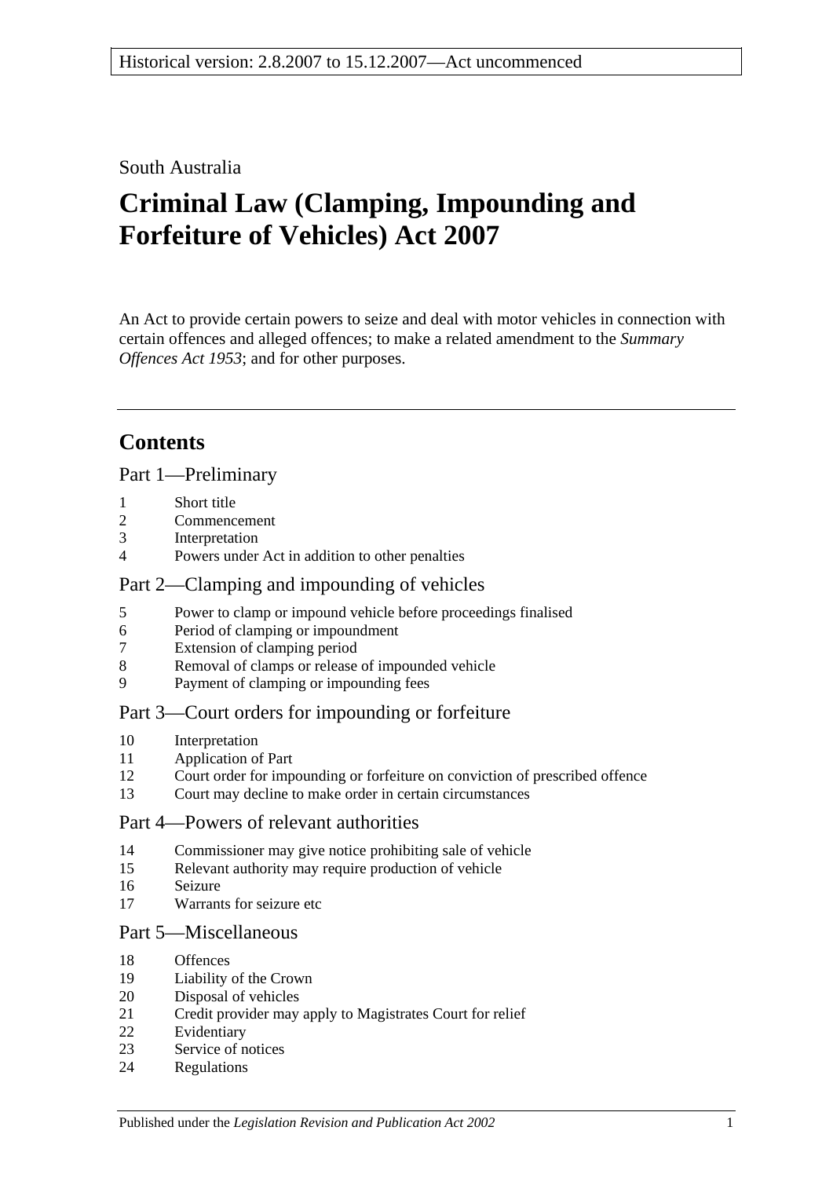Historical version: 2.8.2007 to 15.12.2007—Act uncommenced

South Australia

# Criminal Law (Clamping, Impounding and Forfeiture of Vehicles) Act 2007

An Act to provide certain powers to seize and deal with motor vehicles in connection with certain offences and alleged offences; to make a related amendment to the *Summary Offences Act 1953*; and for other purposes.

## Contents

### Part 1—Preliminary

1 Short title
2 Commencement
3 Interpretation
4 Powers under Act in addition to other penalties

### Part 2—Clamping and impounding of vehicles

5 Power to clamp or impound vehicle before proceedings finalised
6 Period of clamping or impoundment
7 Extension of clamping period
8 Removal of clamps or release of impounded vehicle
9 Payment of clamping or impounding fees

### Part 3—Court orders for impounding or forfeiture

10 Interpretation
11 Application of Part
12 Court order for impounding or forfeiture on conviction of prescribed offence
13 Court may decline to make order in certain circumstances

### Part 4—Powers of relevant authorities

14 Commissioner may give notice prohibiting sale of vehicle
15 Relevant authority may require production of vehicle
16 Seizure
17 Warrants for seizure etc

### Part 5—Miscellaneous

18 Offences
19 Liability of the Crown
20 Disposal of vehicles
21 Credit provider may apply to Magistrates Court for relief
22 Evidentiary
23 Service of notices
24 Regulations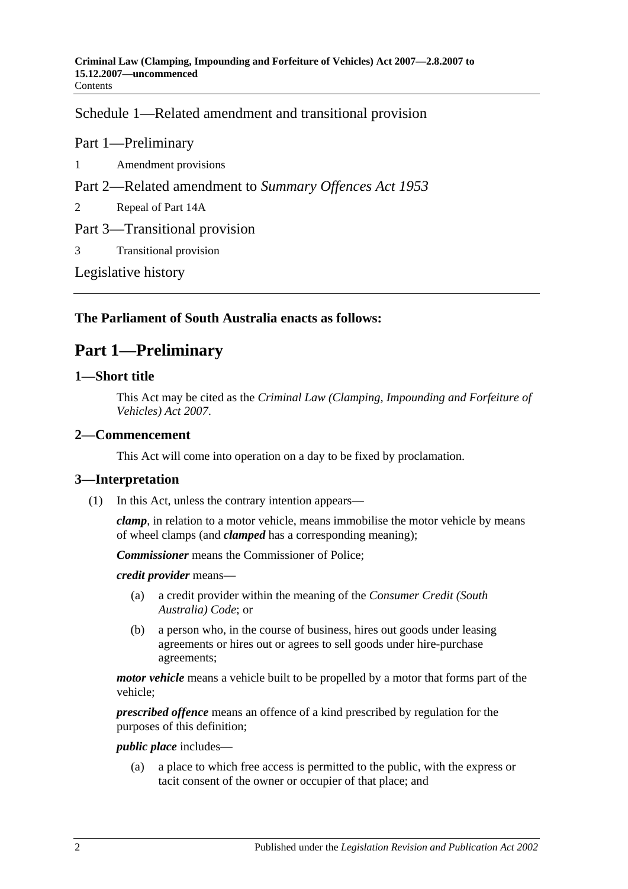Schedule 1—Related amendment and transitional provision

Part 1—Preliminary

1 Amendment provisions

Part 2—Related amendment to *Summary Offences Act 1953*

2 Repeal of Part 14A

Part 3—Transitional provision

3 Transitional provision

Legislative history

**The Parliament of South Australia enacts as follows:**

# Part 1—Preliminary

## 1—Short title

This Act may be cited as the *Criminal Law (Clamping, Impounding and Forfeiture of Vehicles) Act 2007*.

## 2—Commencement

This Act will come into operation on a day to be fixed by proclamation.

## 3—Interpretation

(1) In this Act, unless the contrary intention appears—

***clamp***, in relation to a motor vehicle, means immobilise the motor vehicle by means of wheel clamps (and ***clamped*** has a corresponding meaning);

***Commissioner*** means the Commissioner of Police;

***credit provider*** means—

(a) a credit provider within the meaning of the *Consumer Credit (South Australia) Code*; or

(b) a person who, in the course of business, hires out goods under leasing agreements or hires out or agrees to sell goods under hire-purchase agreements;

***motor vehicle*** means a vehicle built to be propelled by a motor that forms part of the vehicle;

***prescribed offence*** means an offence of a kind prescribed by regulation for the purposes of this definition;

***public place*** includes—

(a) a place to which free access is permitted to the public, with the express or tacit consent of the owner or occupier of that place; and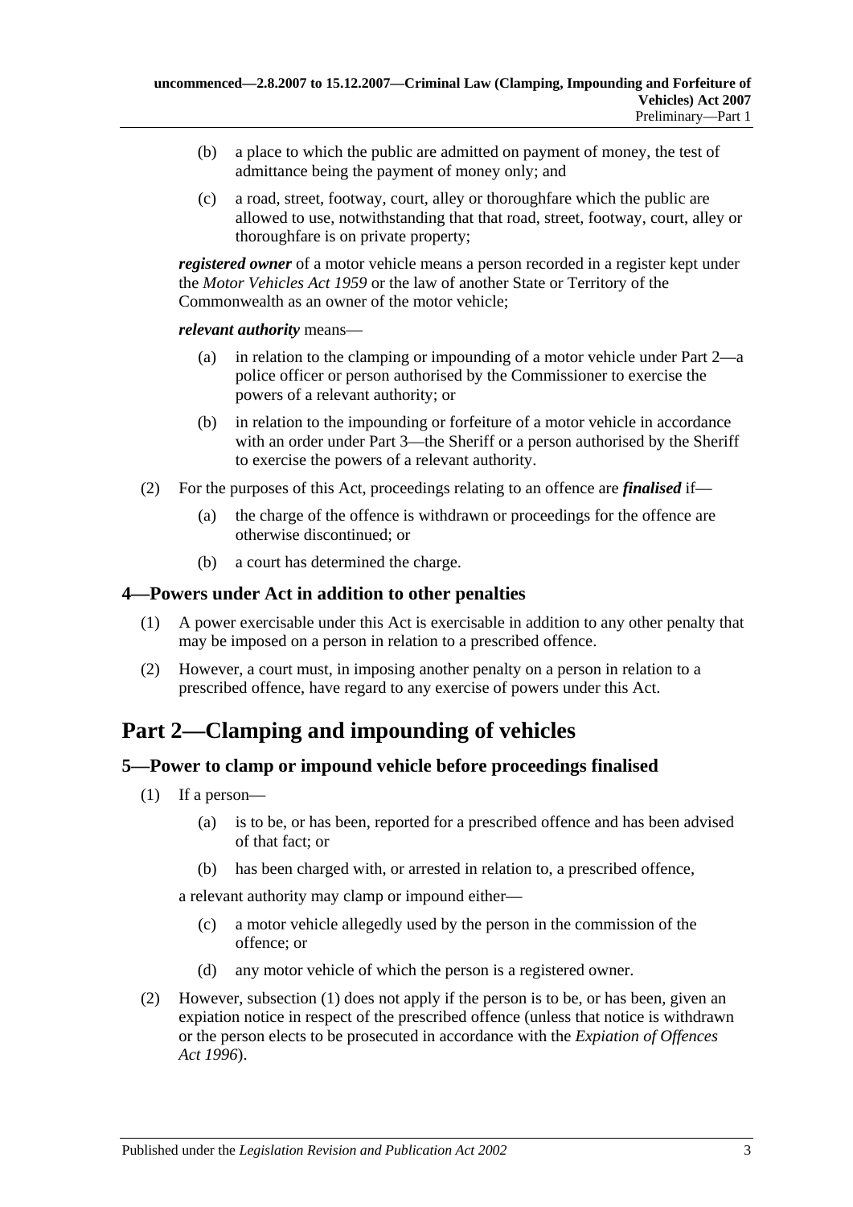(b) a place to which the public are admitted on payment of money, the test of admittance being the payment of money only; and

(c) a road, street, footway, court, alley or thoroughfare which the public are allowed to use, notwithstanding that that road, street, footway, court, alley or thoroughfare is on private property;

***registered owner*** of a motor vehicle means a person recorded in a register kept under the *Motor Vehicles Act 1959* or the law of another State or Territory of the Commonwealth as an owner of the motor vehicle;

***relevant authority*** means—

(a) in relation to the clamping or impounding of a motor vehicle under Part 2—a police officer or person authorised by the Commissioner to exercise the powers of a relevant authority; or

(b) in relation to the impounding or forfeiture of a motor vehicle in accordance with an order under Part 3—the Sheriff or a person authorised by the Sheriff to exercise the powers of a relevant authority.

(2) For the purposes of this Act, proceedings relating to an offence are ***finalised*** if—

(a) the charge of the offence is withdrawn or proceedings for the offence are otherwise discontinued; or

(b) a court has determined the charge.

### 4—Powers under Act in addition to other penalties

(1) A power exercisable under this Act is exercisable in addition to any other penalty that may be imposed on a person in relation to a prescribed offence.

(2) However, a court must, in imposing another penalty on a person in relation to a prescribed offence, have regard to any exercise of powers under this Act.

## Part 2—Clamping and impounding of vehicles

### 5—Power to clamp or impound vehicle before proceedings finalised

(1) If a person—

(a) is to be, or has been, reported for a prescribed offence and has been advised of that fact; or

(b) has been charged with, or arrested in relation to, a prescribed offence,

a relevant authority may clamp or impound either—

(c) a motor vehicle allegedly used by the person in the commission of the offence; or

(d) any motor vehicle of which the person is a registered owner.

(2) However, subsection (1) does not apply if the person is to be, or has been, given an expiation notice in respect of the prescribed offence (unless that notice is withdrawn or the person elects to be prosecuted in accordance with the *Expiation of Offences Act 1996*).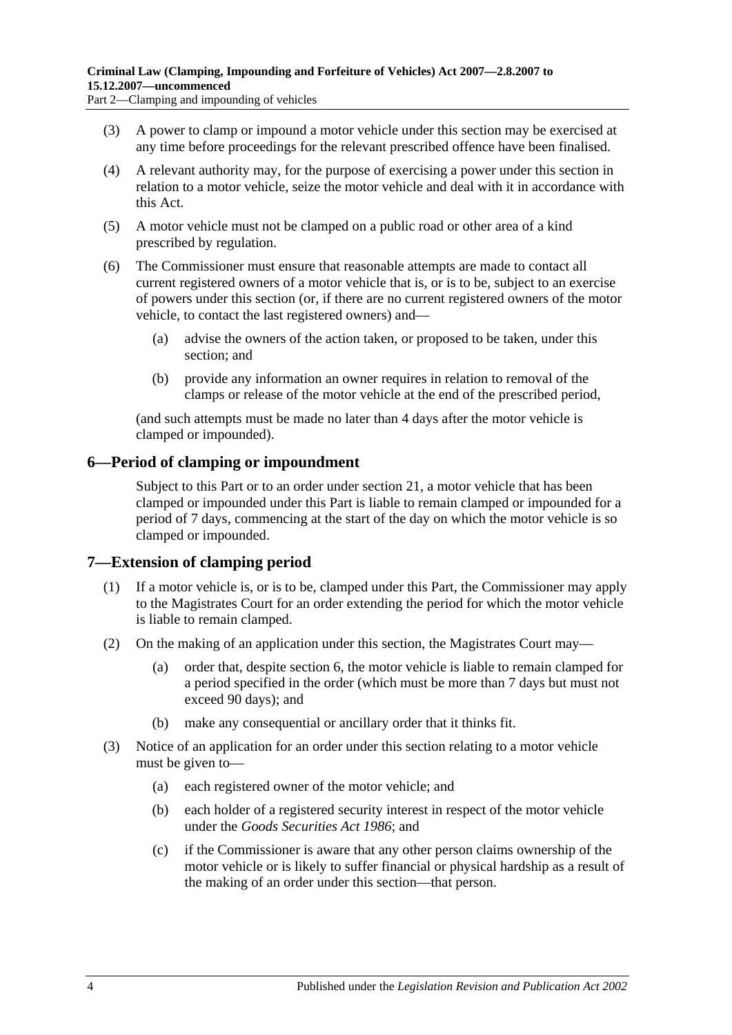(3) A power to clamp or impound a motor vehicle under this section may be exercised at any time before proceedings for the relevant prescribed offence have been finalised.

(4) A relevant authority may, for the purpose of exercising a power under this section in relation to a motor vehicle, seize the motor vehicle and deal with it in accordance with this Act.

(5) A motor vehicle must not be clamped on a public road or other area of a kind prescribed by regulation.

(6) The Commissioner must ensure that reasonable attempts are made to contact all current registered owners of a motor vehicle that is, or is to be, subject to an exercise of powers under this section (or, if there are no current registered owners of the motor vehicle, to contact the last registered owners) and—

- (a) advise the owners of the action taken, or proposed to be taken, under this section; and
- (b) provide any information an owner requires in relation to removal of the clamps or release of the motor vehicle at the end of the prescribed period,

(and such attempts must be made no later than 4 days after the motor vehicle is clamped or impounded).

## 6—Period of clamping or impoundment

Subject to this Part or to an order under section 21, a motor vehicle that has been clamped or impounded under this Part is liable to remain clamped or impounded for a period of 7 days, commencing at the start of the day on which the motor vehicle is so clamped or impounded.

## 7—Extension of clamping period

(1) If a motor vehicle is, or is to be, clamped under this Part, the Commissioner may apply to the Magistrates Court for an order extending the period for which the motor vehicle is liable to remain clamped.

(2) On the making of an application under this section, the Magistrates Court may—

- (a) order that, despite section 6, the motor vehicle is liable to remain clamped for a period specified in the order (which must be more than 7 days but must not exceed 90 days); and
- (b) make any consequential or ancillary order that it thinks fit.

(3) Notice of an application for an order under this section relating to a motor vehicle must be given to—

- (a) each registered owner of the motor vehicle; and
- (b) each holder of a registered security interest in respect of the motor vehicle under the *Goods Securities Act 1986*; and
- (c) if the Commissioner is aware that any other person claims ownership of the motor vehicle or is likely to suffer financial or physical hardship as a result of the making of an order under this section—that person.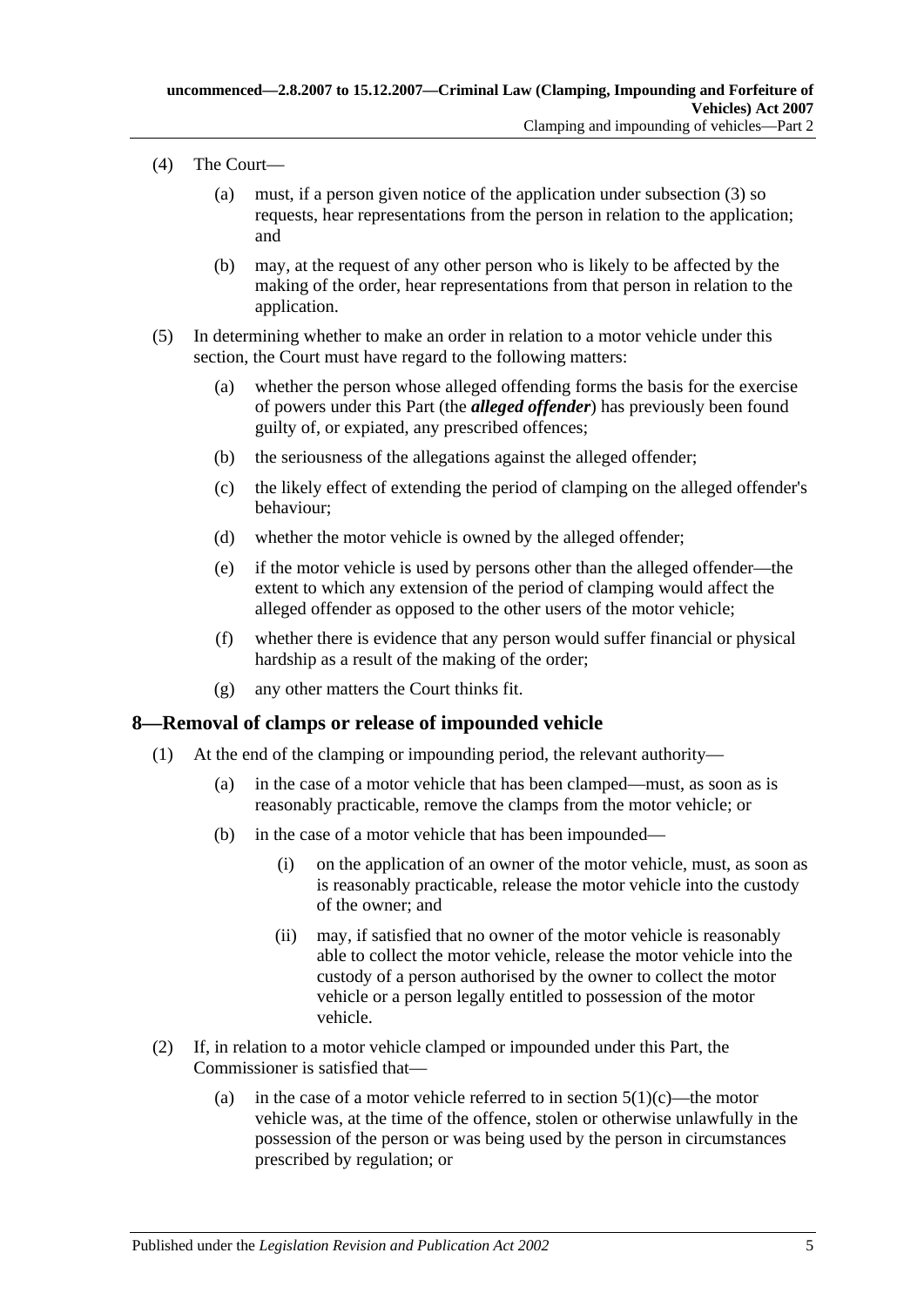(4) The Court—

(a) must, if a person given notice of the application under subsection (3) so requests, hear representations from the person in relation to the application; and

(b) may, at the request of any other person who is likely to be affected by the making of the order, hear representations from that person in relation to the application.

(5) In determining whether to make an order in relation to a motor vehicle under this section, the Court must have regard to the following matters:

(a) whether the person whose alleged offending forms the basis for the exercise of powers under this Part (the ***alleged offender***) has previously been found guilty of, or expiated, any prescribed offences;

(b) the seriousness of the allegations against the alleged offender;

(c) the likely effect of extending the period of clamping on the alleged offender's behaviour;

(d) whether the motor vehicle is owned by the alleged offender;

(e) if the motor vehicle is used by persons other than the alleged offender—the extent to which any extension of the period of clamping would affect the alleged offender as opposed to the other users of the motor vehicle;

(f) whether there is evidence that any person would suffer financial or physical hardship as a result of the making of the order;

(g) any other matters the Court thinks fit.

## 8—Removal of clamps or release of impounded vehicle

(1) At the end of the clamping or impounding period, the relevant authority—

(a) in the case of a motor vehicle that has been clamped—must, as soon as is reasonably practicable, remove the clamps from the motor vehicle; or

(b) in the case of a motor vehicle that has been impounded—

(i) on the application of an owner of the motor vehicle, must, as soon as is reasonably practicable, release the motor vehicle into the custody of the owner; and

(ii) may, if satisfied that no owner of the motor vehicle is reasonably able to collect the motor vehicle, release the motor vehicle into the custody of a person authorised by the owner to collect the motor vehicle or a person legally entitled to possession of the motor vehicle.

(2) If, in relation to a motor vehicle clamped or impounded under this Part, the Commissioner is satisfied that—

(a) in the case of a motor vehicle referred to in section 5(1)(c)—the motor vehicle was, at the time of the offence, stolen or otherwise unlawfully in the possession of the person or was being used by the person in circumstances prescribed by regulation; or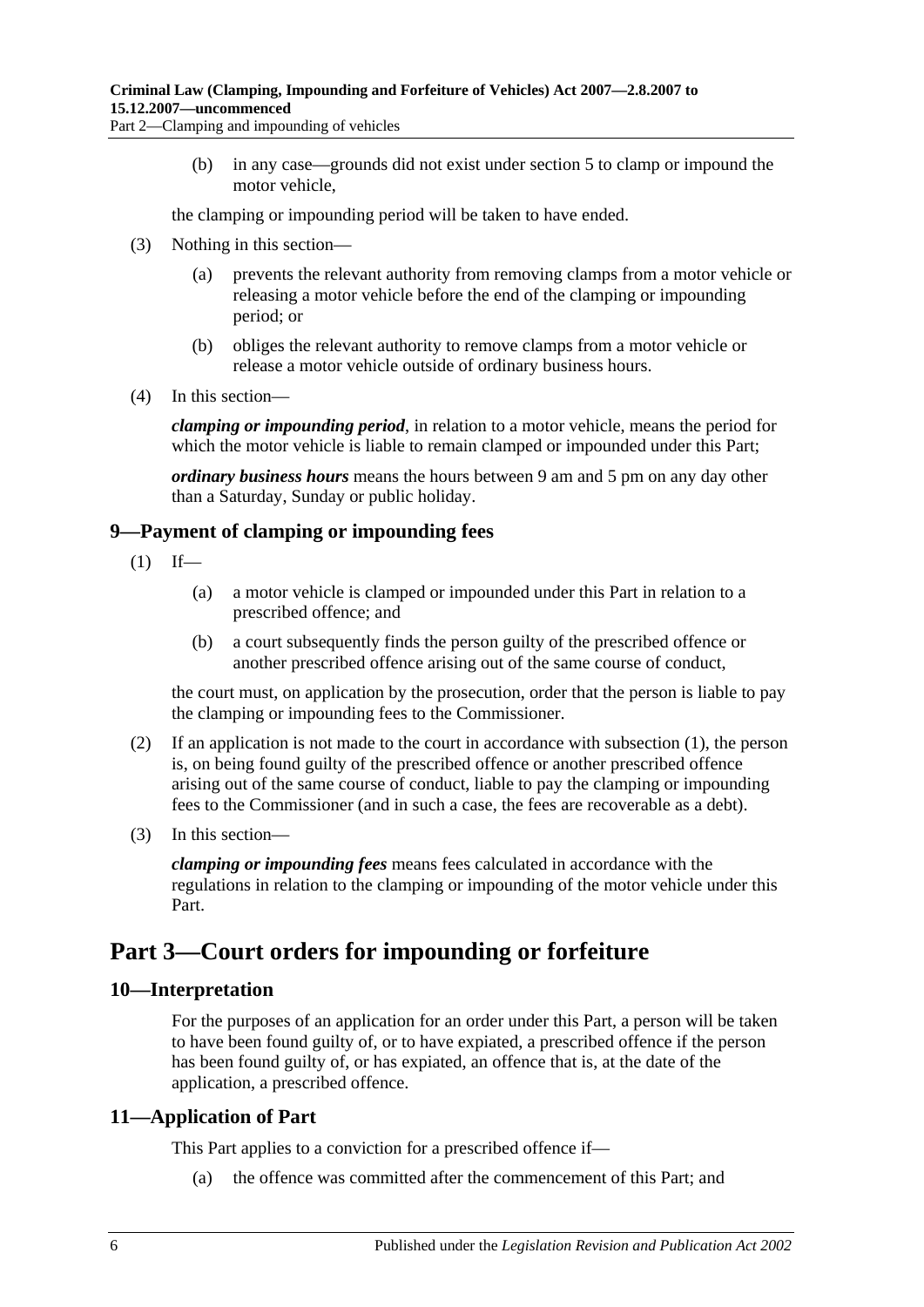(b) in any case—grounds did not exist under section 5 to clamp or impound the motor vehicle,

the clamping or impounding period will be taken to have ended.

(3) Nothing in this section—

(a) prevents the relevant authority from removing clamps from a motor vehicle or releasing a motor vehicle before the end of the clamping or impounding period; or

(b) obliges the relevant authority to remove clamps from a motor vehicle or release a motor vehicle outside of ordinary business hours.

(4) In this section—

***clamping or impounding period***, in relation to a motor vehicle, means the period for which the motor vehicle is liable to remain clamped or impounded under this Part;

***ordinary business hours*** means the hours between 9 am and 5 pm on any day other than a Saturday, Sunday or public holiday.

### 9—Payment of clamping or impounding fees

(1) If—

(a) a motor vehicle is clamped or impounded under this Part in relation to a prescribed offence; and

(b) a court subsequently finds the person guilty of the prescribed offence or another prescribed offence arising out of the same course of conduct,

the court must, on application by the prosecution, order that the person is liable to pay the clamping or impounding fees to the Commissioner.

(2) If an application is not made to the court in accordance with subsection (1), the person is, on being found guilty of the prescribed offence or another prescribed offence arising out of the same course of conduct, liable to pay the clamping or impounding fees to the Commissioner (and in such a case, the fees are recoverable as a debt).

(3) In this section—

***clamping or impounding fees*** means fees calculated in accordance with the regulations in relation to the clamping or impounding of the motor vehicle under this Part.

## Part 3—Court orders for impounding or forfeiture

### 10—Interpretation

For the purposes of an application for an order under this Part, a person will be taken to have been found guilty of, or to have expiated, a prescribed offence if the person has been found guilty of, or has expiated, an offence that is, at the date of the application, a prescribed offence.

### 11—Application of Part

This Part applies to a conviction for a prescribed offence if—

(a) the offence was committed after the commencement of this Part; and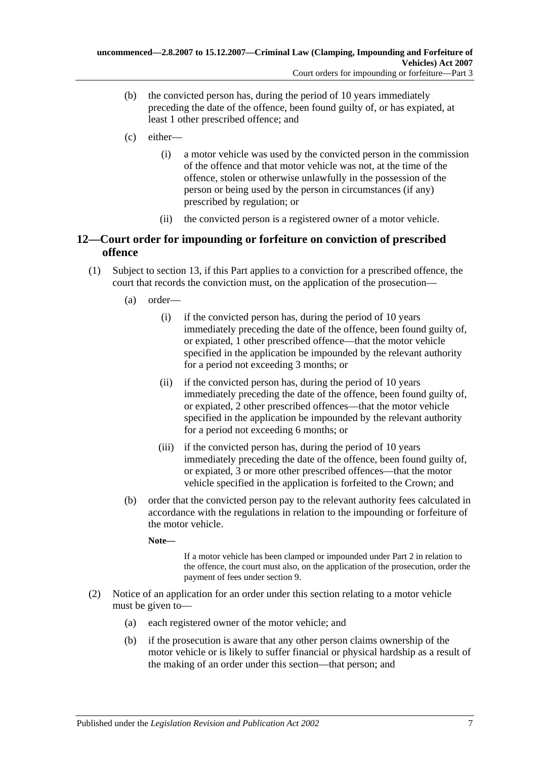(b) the convicted person has, during the period of 10 years immediately preceding the date of the offence, been found guilty of, or has expiated, at least 1 other prescribed offence; and

(c) either—

(i) a motor vehicle was used by the convicted person in the commission of the offence and that motor vehicle was not, at the time of the offence, stolen or otherwise unlawfully in the possession of the person or being used by the person in circumstances (if any) prescribed by regulation; or

(ii) the convicted person is a registered owner of a motor vehicle.

## 12—Court order for impounding or forfeiture on conviction of prescribed offence

(1) Subject to section 13, if this Part applies to a conviction for a prescribed offence, the court that records the conviction must, on the application of the prosecution—

(a) order—

(i) if the convicted person has, during the period of 10 years immediately preceding the date of the offence, been found guilty of, or expiated, 1 other prescribed offence—that the motor vehicle specified in the application be impounded by the relevant authority for a period not exceeding 3 months; or

(ii) if the convicted person has, during the period of 10 years immediately preceding the date of the offence, been found guilty of, or expiated, 2 other prescribed offences—that the motor vehicle specified in the application be impounded by the relevant authority for a period not exceeding 6 months; or

(iii) if the convicted person has, during the period of 10 years immediately preceding the date of the offence, been found guilty of, or expiated, 3 or more other prescribed offences—that the motor vehicle specified in the application is forfeited to the Crown; and

(b) order that the convicted person pay to the relevant authority fees calculated in accordance with the regulations in relation to the impounding or forfeiture of the motor vehicle.

**Note—**

If a motor vehicle has been clamped or impounded under Part 2 in relation to the offence, the court must also, on the application of the prosecution, order the payment of fees under section 9.

(2) Notice of an application for an order under this section relating to a motor vehicle must be given to—

(a) each registered owner of the motor vehicle; and

(b) if the prosecution is aware that any other person claims ownership of the motor vehicle or is likely to suffer financial or physical hardship as a result of the making of an order under this section—that person; and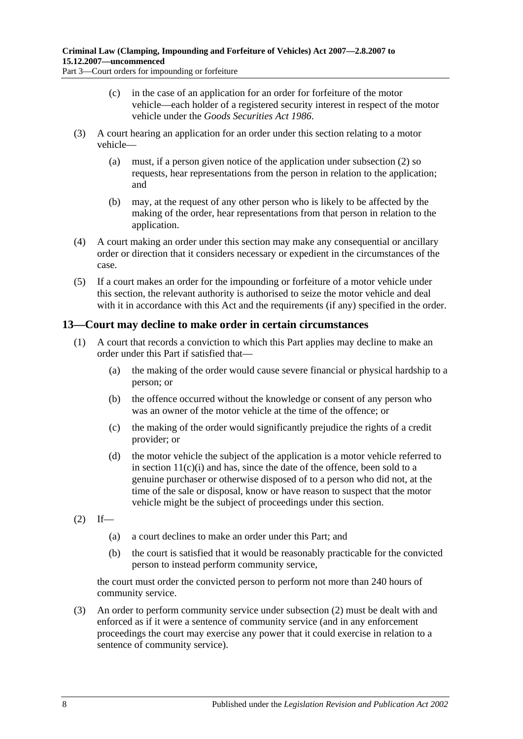(c) in the case of an application for an order for forfeiture of the motor vehicle—each holder of a registered security interest in respect of the motor vehicle under the *Goods Securities Act 1986*.

(3) A court hearing an application for an order under this section relating to a motor vehicle—

(a) must, if a person given notice of the application under subsection (2) so requests, hear representations from the person in relation to the application; and

(b) may, at the request of any other person who is likely to be affected by the making of the order, hear representations from that person in relation to the application.

(4) A court making an order under this section may make any consequential or ancillary order or direction that it considers necessary or expedient in the circumstances of the case.

(5) If a court makes an order for the impounding or forfeiture of a motor vehicle under this section, the relevant authority is authorised to seize the motor vehicle and deal with it in accordance with this Act and the requirements (if any) specified in the order.

## 13—Court may decline to make order in certain circumstances

(1) A court that records a conviction to which this Part applies may decline to make an order under this Part if satisfied that—

(a) the making of the order would cause severe financial or physical hardship to a person; or

(b) the offence occurred without the knowledge or consent of any person who was an owner of the motor vehicle at the time of the offence; or

(c) the making of the order would significantly prejudice the rights of a credit provider; or

(d) the motor vehicle the subject of the application is a motor vehicle referred to in section 11(c)(i) and has, since the date of the offence, been sold to a genuine purchaser or otherwise disposed of to a person who did not, at the time of the sale or disposal, know or have reason to suspect that the motor vehicle might be the subject of proceedings under this section.

(2) If—

(a) a court declines to make an order under this Part; and

(b) the court is satisfied that it would be reasonably practicable for the convicted person to instead perform community service,

the court must order the convicted person to perform not more than 240 hours of community service.

(3) An order to perform community service under subsection (2) must be dealt with and enforced as if it were a sentence of community service (and in any enforcement proceedings the court may exercise any power that it could exercise in relation to a sentence of community service).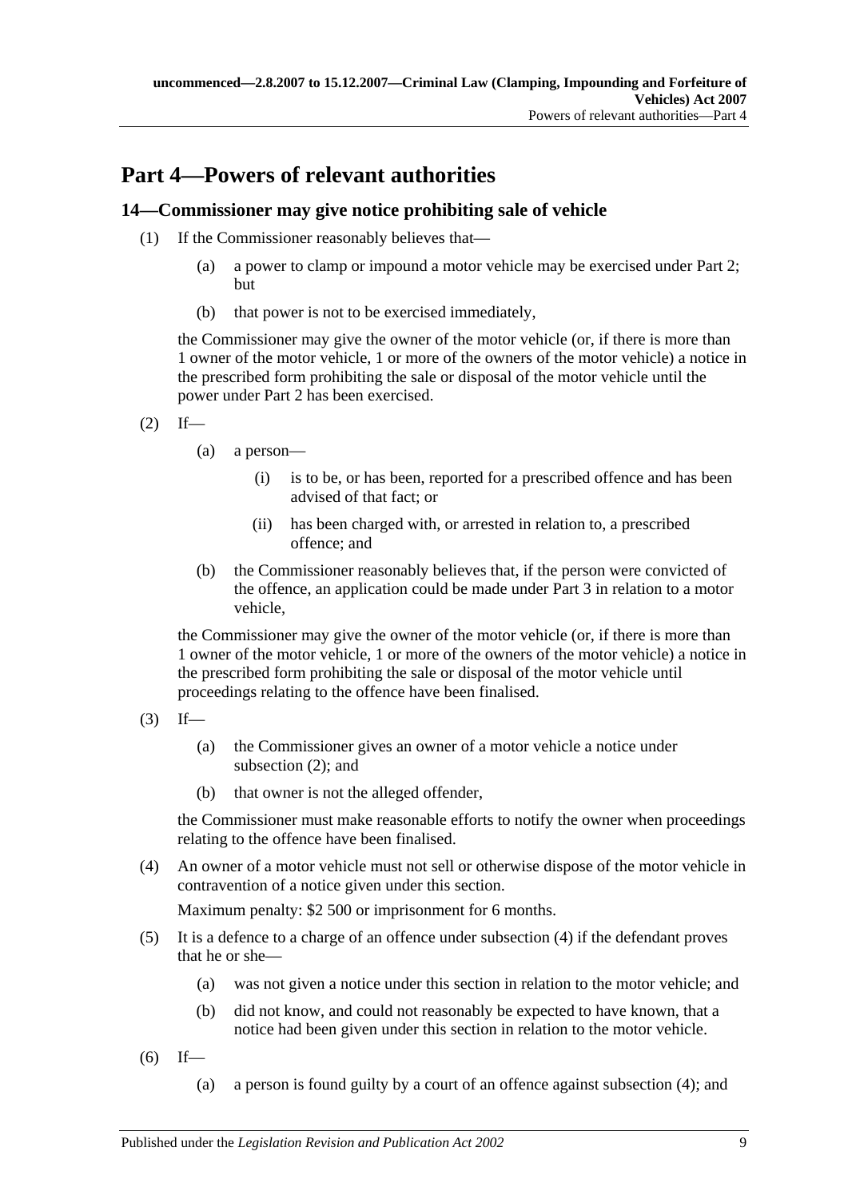# Part 4—Powers of relevant authorities

## 14—Commissioner may give notice prohibiting sale of vehicle

(1) If the Commissioner reasonably believes that—

(a) a power to clamp or impound a motor vehicle may be exercised under Part 2; but

(b) that power is not to be exercised immediately,

the Commissioner may give the owner of the motor vehicle (or, if there is more than 1 owner of the motor vehicle, 1 or more of the owners of the motor vehicle) a notice in the prescribed form prohibiting the sale or disposal of the motor vehicle until the power under Part 2 has been exercised.

(2) If—

(a) a person—

(i) is to be, or has been, reported for a prescribed offence and has been advised of that fact; or

(ii) has been charged with, or arrested in relation to, a prescribed offence; and

(b) the Commissioner reasonably believes that, if the person were convicted of the offence, an application could be made under Part 3 in relation to a motor vehicle,

the Commissioner may give the owner of the motor vehicle (or, if there is more than 1 owner of the motor vehicle, 1 or more of the owners of the motor vehicle) a notice in the prescribed form prohibiting the sale or disposal of the motor vehicle until proceedings relating to the offence have been finalised.

(3) If—

(a) the Commissioner gives an owner of a motor vehicle a notice under subsection (2); and

(b) that owner is not the alleged offender,

the Commissioner must make reasonable efforts to notify the owner when proceedings relating to the offence have been finalised.

(4) An owner of a motor vehicle must not sell or otherwise dispose of the motor vehicle in contravention of a notice given under this section.

Maximum penalty: $2 500 or imprisonment for 6 months.

(5) It is a defence to a charge of an offence under subsection (4) if the defendant proves that he or she—

(a) was not given a notice under this section in relation to the motor vehicle; and

(b) did not know, and could not reasonably be expected to have known, that a notice had been given under this section in relation to the motor vehicle.

(6) If—

(a) a person is found guilty by a court of an offence against subsection (4); and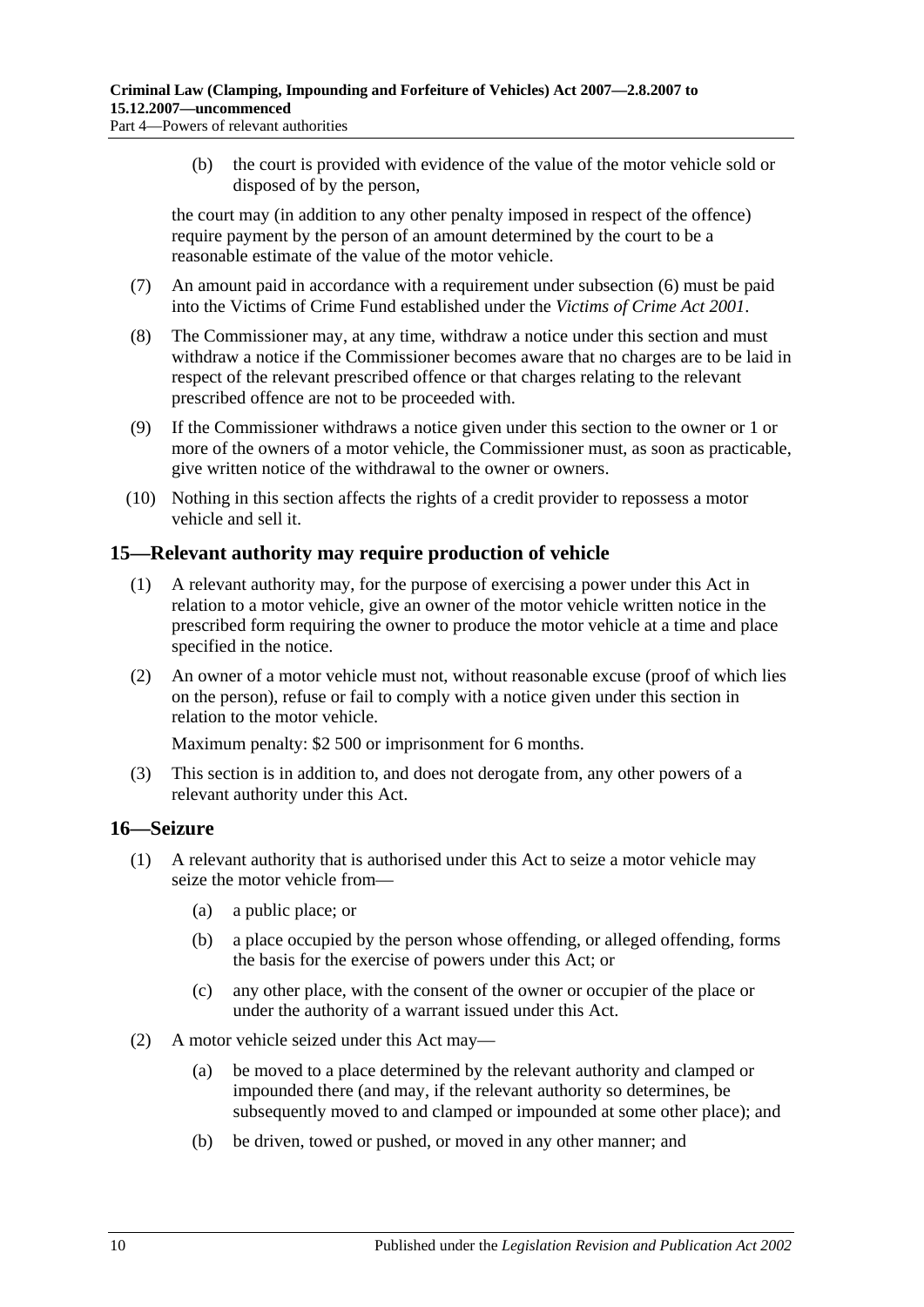(b) the court is provided with evidence of the value of the motor vehicle sold or disposed of by the person,

the court may (in addition to any other penalty imposed in respect of the offence) require payment by the person of an amount determined by the court to be a reasonable estimate of the value of the motor vehicle.

(7) An amount paid in accordance with a requirement under subsection (6) must be paid into the Victims of Crime Fund established under the *Victims of Crime Act 2001*.

(8) The Commissioner may, at any time, withdraw a notice under this section and must withdraw a notice if the Commissioner becomes aware that no charges are to be laid in respect of the relevant prescribed offence or that charges relating to the relevant prescribed offence are not to be proceeded with.

(9) If the Commissioner withdraws a notice given under this section to the owner or 1 or more of the owners of a motor vehicle, the Commissioner must, as soon as practicable, give written notice of the withdrawal to the owner or owners.

(10) Nothing in this section affects the rights of a credit provider to repossess a motor vehicle and sell it.

## 15—Relevant authority may require production of vehicle

(1) A relevant authority may, for the purpose of exercising a power under this Act in relation to a motor vehicle, give an owner of the motor vehicle written notice in the prescribed form requiring the owner to produce the motor vehicle at a time and place specified in the notice.

(2) An owner of a motor vehicle must not, without reasonable excuse (proof of which lies on the person), refuse or fail to comply with a notice given under this section in relation to the motor vehicle.

Maximum penalty: $2 500 or imprisonment for 6 months.

(3) This section is in addition to, and does not derogate from, any other powers of a relevant authority under this Act.

## 16—Seizure

(1) A relevant authority that is authorised under this Act to seize a motor vehicle may seize the motor vehicle from—

(a) a public place; or

(b) a place occupied by the person whose offending, or alleged offending, forms the basis for the exercise of powers under this Act; or

(c) any other place, with the consent of the owner or occupier of the place or under the authority of a warrant issued under this Act.

(2) A motor vehicle seized under this Act may—

(a) be moved to a place determined by the relevant authority and clamped or impounded there (and may, if the relevant authority so determines, be subsequently moved to and clamped or impounded at some other place); and

(b) be driven, towed or pushed, or moved in any other manner; and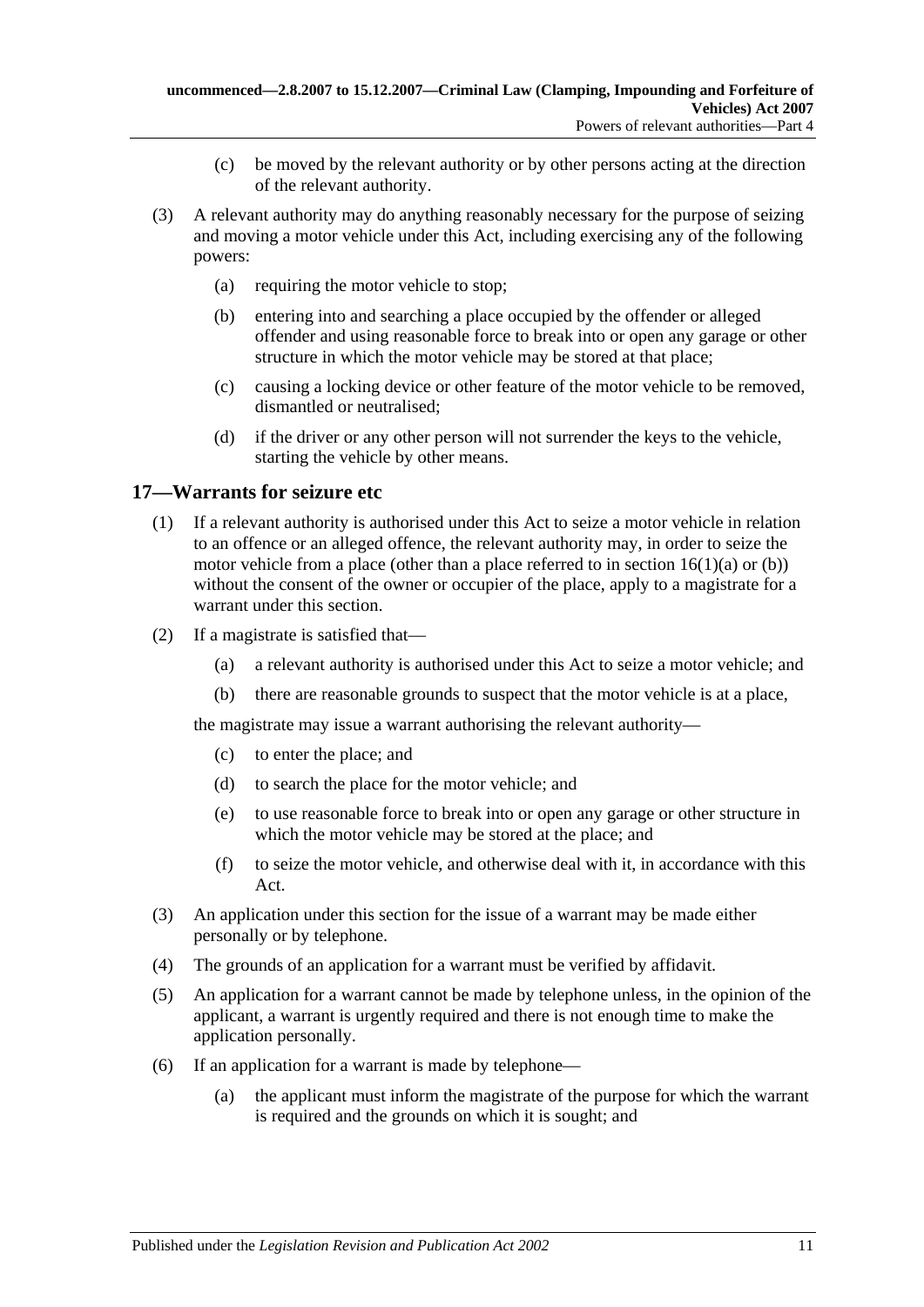(c) be moved by the relevant authority or by other persons acting at the direction of the relevant authority.

(3) A relevant authority may do anything reasonably necessary for the purpose of seizing and moving a motor vehicle under this Act, including exercising any of the following powers:

(a) requiring the motor vehicle to stop;

(b) entering into and searching a place occupied by the offender or alleged offender and using reasonable force to break into or open any garage or other structure in which the motor vehicle may be stored at that place;

(c) causing a locking device or other feature of the motor vehicle to be removed, dismantled or neutralised;

(d) if the driver or any other person will not surrender the keys to the vehicle, starting the vehicle by other means.

## 17—Warrants for seizure etc

(1) If a relevant authority is authorised under this Act to seize a motor vehicle in relation to an offence or an alleged offence, the relevant authority may, in order to seize the motor vehicle from a place (other than a place referred to in section 16(1)(a) or (b)) without the consent of the owner or occupier of the place, apply to a magistrate for a warrant under this section.

(2) If a magistrate is satisfied that—

(a) a relevant authority is authorised under this Act to seize a motor vehicle; and

(b) there are reasonable grounds to suspect that the motor vehicle is at a place,

the magistrate may issue a warrant authorising the relevant authority—

(c) to enter the place; and

(d) to search the place for the motor vehicle; and

(e) to use reasonable force to break into or open any garage or other structure in which the motor vehicle may be stored at the place; and

(f) to seize the motor vehicle, and otherwise deal with it, in accordance with this Act.

(3) An application under this section for the issue of a warrant may be made either personally or by telephone.

(4) The grounds of an application for a warrant must be verified by affidavit.

(5) An application for a warrant cannot be made by telephone unless, in the opinion of the applicant, a warrant is urgently required and there is not enough time to make the application personally.

(6) If an application for a warrant is made by telephone—

(a) the applicant must inform the magistrate of the purpose for which the warrant is required and the grounds on which it is sought; and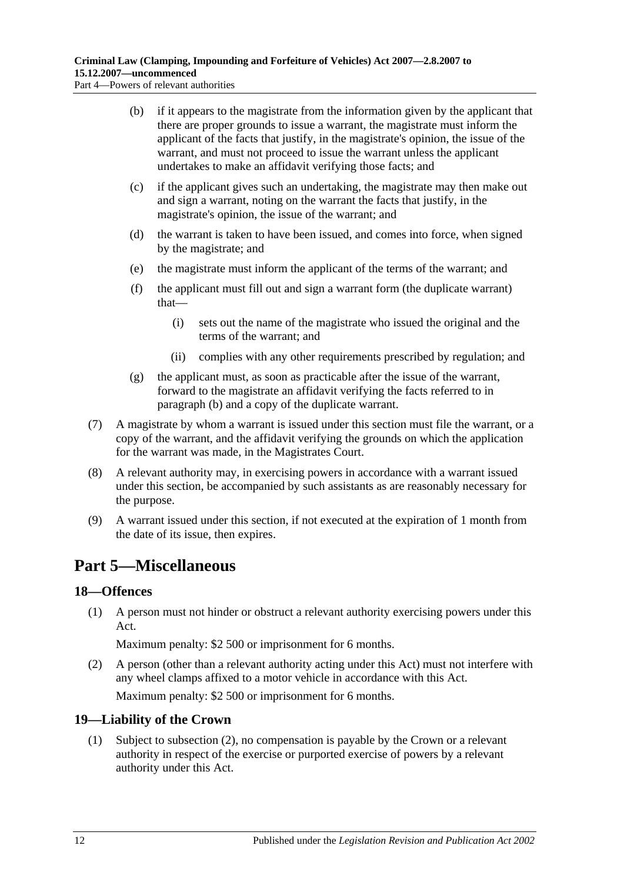(b) if it appears to the magistrate from the information given by the applicant that there are proper grounds to issue a warrant, the magistrate must inform the applicant of the facts that justify, in the magistrate's opinion, the issue of the warrant, and must not proceed to issue the warrant unless the applicant undertakes to make an affidavit verifying those facts; and

(c) if the applicant gives such an undertaking, the magistrate may then make out and sign a warrant, noting on the warrant the facts that justify, in the magistrate's opinion, the issue of the warrant; and

(d) the warrant is taken to have been issued, and comes into force, when signed by the magistrate; and

(e) the magistrate must inform the applicant of the terms of the warrant; and

(f) the applicant must fill out and sign a warrant form (the duplicate warrant) that—

(i) sets out the name of the magistrate who issued the original and the terms of the warrant; and

(ii) complies with any other requirements prescribed by regulation; and

(g) the applicant must, as soon as practicable after the issue of the warrant, forward to the magistrate an affidavit verifying the facts referred to in paragraph (b) and a copy of the duplicate warrant.

(7) A magistrate by whom a warrant is issued under this section must file the warrant, or a copy of the warrant, and the affidavit verifying the grounds on which the application for the warrant was made, in the Magistrates Court.

(8) A relevant authority may, in exercising powers in accordance with a warrant issued under this section, be accompanied by such assistants as are reasonably necessary for the purpose.

(9) A warrant issued under this section, if not executed at the expiration of 1 month from the date of its issue, then expires.

# Part 5—Miscellaneous

## 18—Offences

(1) A person must not hinder or obstruct a relevant authority exercising powers under this Act.

Maximum penalty: $2 500 or imprisonment for 6 months.

(2) A person (other than a relevant authority acting under this Act) must not interfere with any wheel clamps affixed to a motor vehicle in accordance with this Act.

Maximum penalty: $2 500 or imprisonment for 6 months.

## 19—Liability of the Crown

(1) Subject to subsection (2), no compensation is payable by the Crown or a relevant authority in respect of the exercise or purported exercise of powers by a relevant authority under this Act.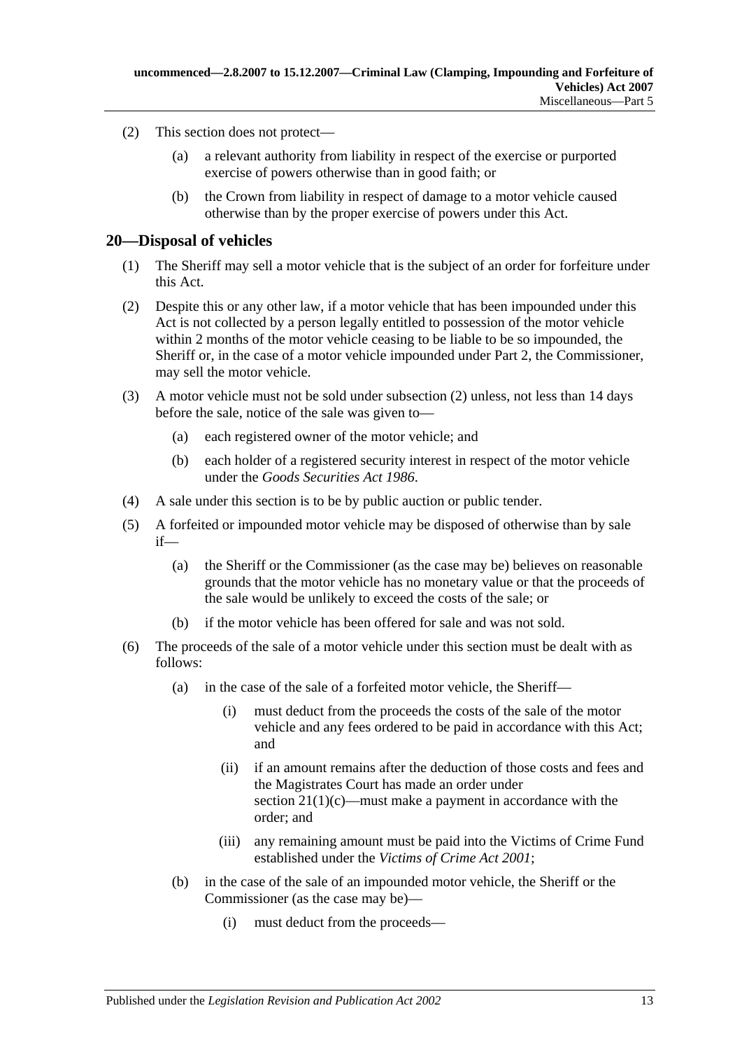(2) This section does not protect—

(a) a relevant authority from liability in respect of the exercise or purported exercise of powers otherwise than in good faith; or

(b) the Crown from liability in respect of damage to a motor vehicle caused otherwise than by the proper exercise of powers under this Act.

## 20—Disposal of vehicles

(1) The Sheriff may sell a motor vehicle that is the subject of an order for forfeiture under this Act.

(2) Despite this or any other law, if a motor vehicle that has been impounded under this Act is not collected by a person legally entitled to possession of the motor vehicle within 2 months of the motor vehicle ceasing to be liable to be so impounded, the Sheriff or, in the case of a motor vehicle impounded under Part 2, the Commissioner, may sell the motor vehicle.

(3) A motor vehicle must not be sold under subsection (2) unless, not less than 14 days before the sale, notice of the sale was given to—

(a) each registered owner of the motor vehicle; and

(b) each holder of a registered security interest in respect of the motor vehicle under the *Goods Securities Act 1986*.

(4) A sale under this section is to be by public auction or public tender.

(5) A forfeited or impounded motor vehicle may be disposed of otherwise than by sale if—

(a) the Sheriff or the Commissioner (as the case may be) believes on reasonable grounds that the motor vehicle has no monetary value or that the proceeds of the sale would be unlikely to exceed the costs of the sale; or

(b) if the motor vehicle has been offered for sale and was not sold.

(6) The proceeds of the sale of a motor vehicle under this section must be dealt with as follows:

(a) in the case of the sale of a forfeited motor vehicle, the Sheriff—

(i) must deduct from the proceeds the costs of the sale of the motor vehicle and any fees ordered to be paid in accordance with this Act; and

(ii) if an amount remains after the deduction of those costs and fees and the Magistrates Court has made an order under section 21(1)(c)—must make a payment in accordance with the order; and

(iii) any remaining amount must be paid into the Victims of Crime Fund established under the *Victims of Crime Act 2001*;

(b) in the case of the sale of an impounded motor vehicle, the Sheriff or the Commissioner (as the case may be)—

(i) must deduct from the proceeds—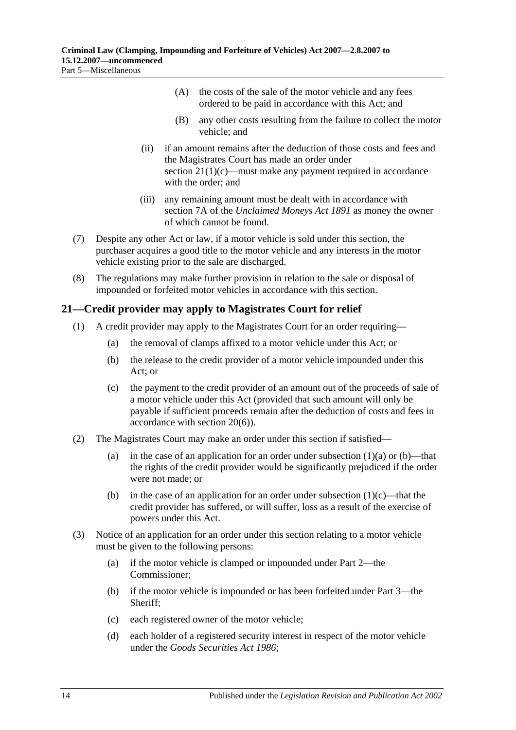(A) the costs of the sale of the motor vehicle and any fees ordered to be paid in accordance with this Act; and

(B) any other costs resulting from the failure to collect the motor vehicle; and

(ii) if an amount remains after the deduction of those costs and fees and the Magistrates Court has made an order under section 21(1)(c)—must make any payment required in accordance with the order; and

(iii) any remaining amount must be dealt with in accordance with section 7A of the *Unclaimed Moneys Act 1891* as money the owner of which cannot be found.

(7) Despite any other Act or law, if a motor vehicle is sold under this section, the purchaser acquires a good title to the motor vehicle and any interests in the motor vehicle existing prior to the sale are discharged.

(8) The regulations may make further provision in relation to the sale or disposal of impounded or forfeited motor vehicles in accordance with this section.

## 21—Credit provider may apply to Magistrates Court for relief

(1) A credit provider may apply to the Magistrates Court for an order requiring—

(a) the removal of clamps affixed to a motor vehicle under this Act; or

(b) the release to the credit provider of a motor vehicle impounded under this Act; or

(c) the payment to the credit provider of an amount out of the proceeds of sale of a motor vehicle under this Act (provided that such amount will only be payable if sufficient proceeds remain after the deduction of costs and fees in accordance with section 20(6)).

(2) The Magistrates Court may make an order under this section if satisfied—

(a) in the case of an application for an order under subsection (1)(a) or (b)—that the rights of the credit provider would be significantly prejudiced if the order were not made; or

(b) in the case of an application for an order under subsection (1)(c)—that the credit provider has suffered, or will suffer, loss as a result of the exercise of powers under this Act.

(3) Notice of an application for an order under this section relating to a motor vehicle must be given to the following persons:

(a) if the motor vehicle is clamped or impounded under Part 2—the Commissioner;

(b) if the motor vehicle is impounded or has been forfeited under Part 3—the Sheriff;

(c) each registered owner of the motor vehicle;

(d) each holder of a registered security interest in respect of the motor vehicle under the *Goods Securities Act 1986*;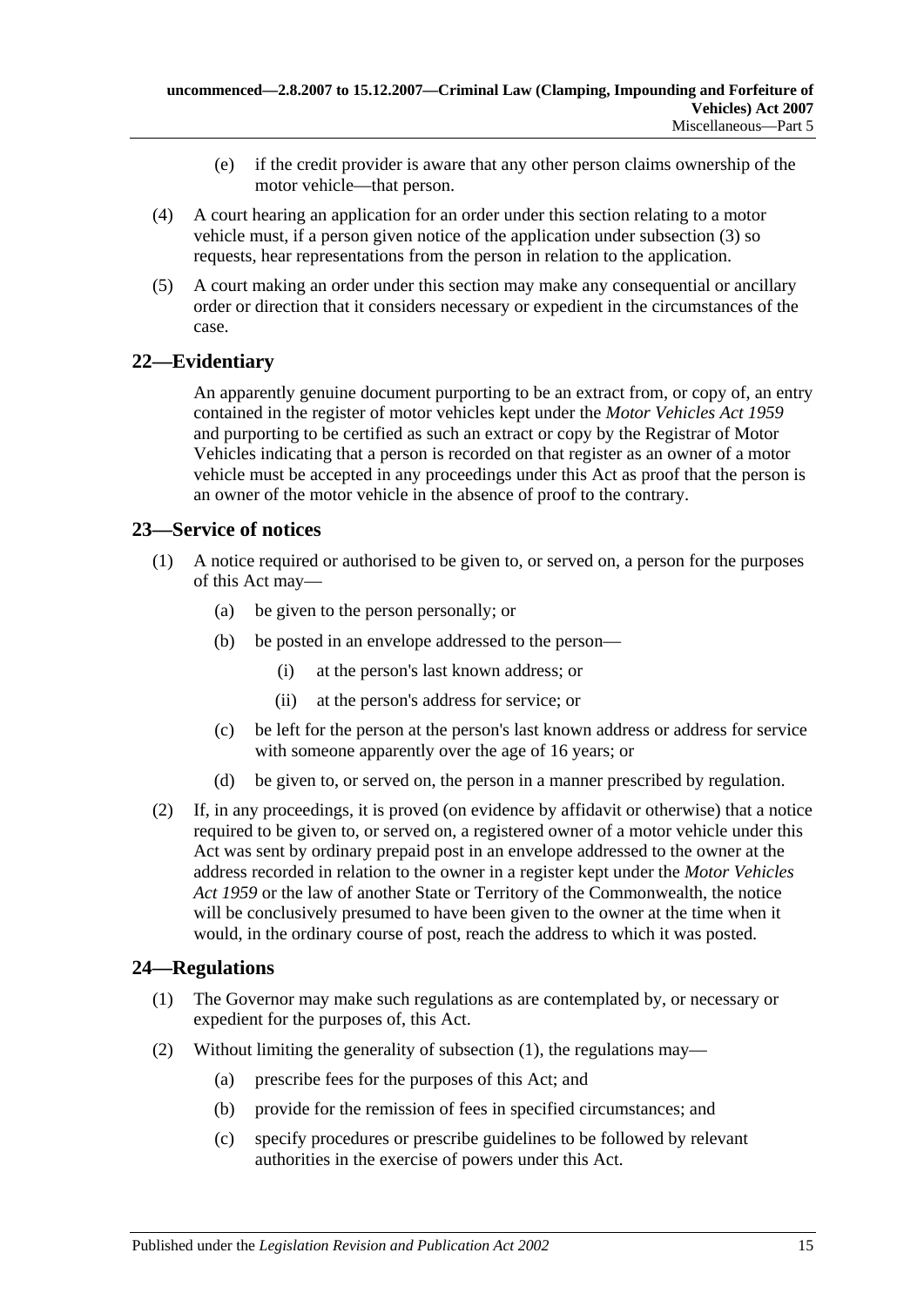(e) if the credit provider is aware that any other person claims ownership of the motor vehicle—that person.

(4) A court hearing an application for an order under this section relating to a motor vehicle must, if a person given notice of the application under subsection (3) so requests, hear representations from the person in relation to the application.

(5) A court making an order under this section may make any consequential or ancillary order or direction that it considers necessary or expedient in the circumstances of the case.

## 22—Evidentiary

An apparently genuine document purporting to be an extract from, or copy of, an entry contained in the register of motor vehicles kept under the *Motor Vehicles Act 1959* and purporting to be certified as such an extract or copy by the Registrar of Motor Vehicles indicating that a person is recorded on that register as an owner of a motor vehicle must be accepted in any proceedings under this Act as proof that the person is an owner of the motor vehicle in the absence of proof to the contrary.

## 23—Service of notices

(1) A notice required or authorised to be given to, or served on, a person for the purposes of this Act may—

(a) be given to the person personally; or

(b) be posted in an envelope addressed to the person—

(i) at the person's last known address; or

(ii) at the person's address for service; or

(c) be left for the person at the person's last known address or address for service with someone apparently over the age of 16 years; or

(d) be given to, or served on, the person in a manner prescribed by regulation.

(2) If, in any proceedings, it is proved (on evidence by affidavit or otherwise) that a notice required to be given to, or served on, a registered owner of a motor vehicle under this Act was sent by ordinary prepaid post in an envelope addressed to the owner at the address recorded in relation to the owner in a register kept under the *Motor Vehicles Act 1959* or the law of another State or Territory of the Commonwealth, the notice will be conclusively presumed to have been given to the owner at the time when it would, in the ordinary course of post, reach the address to which it was posted.

## 24—Regulations

(1) The Governor may make such regulations as are contemplated by, or necessary or expedient for the purposes of, this Act.

(2) Without limiting the generality of subsection (1), the regulations may—

(a) prescribe fees for the purposes of this Act; and

(b) provide for the remission of fees in specified circumstances; and

(c) specify procedures or prescribe guidelines to be followed by relevant authorities in the exercise of powers under this Act.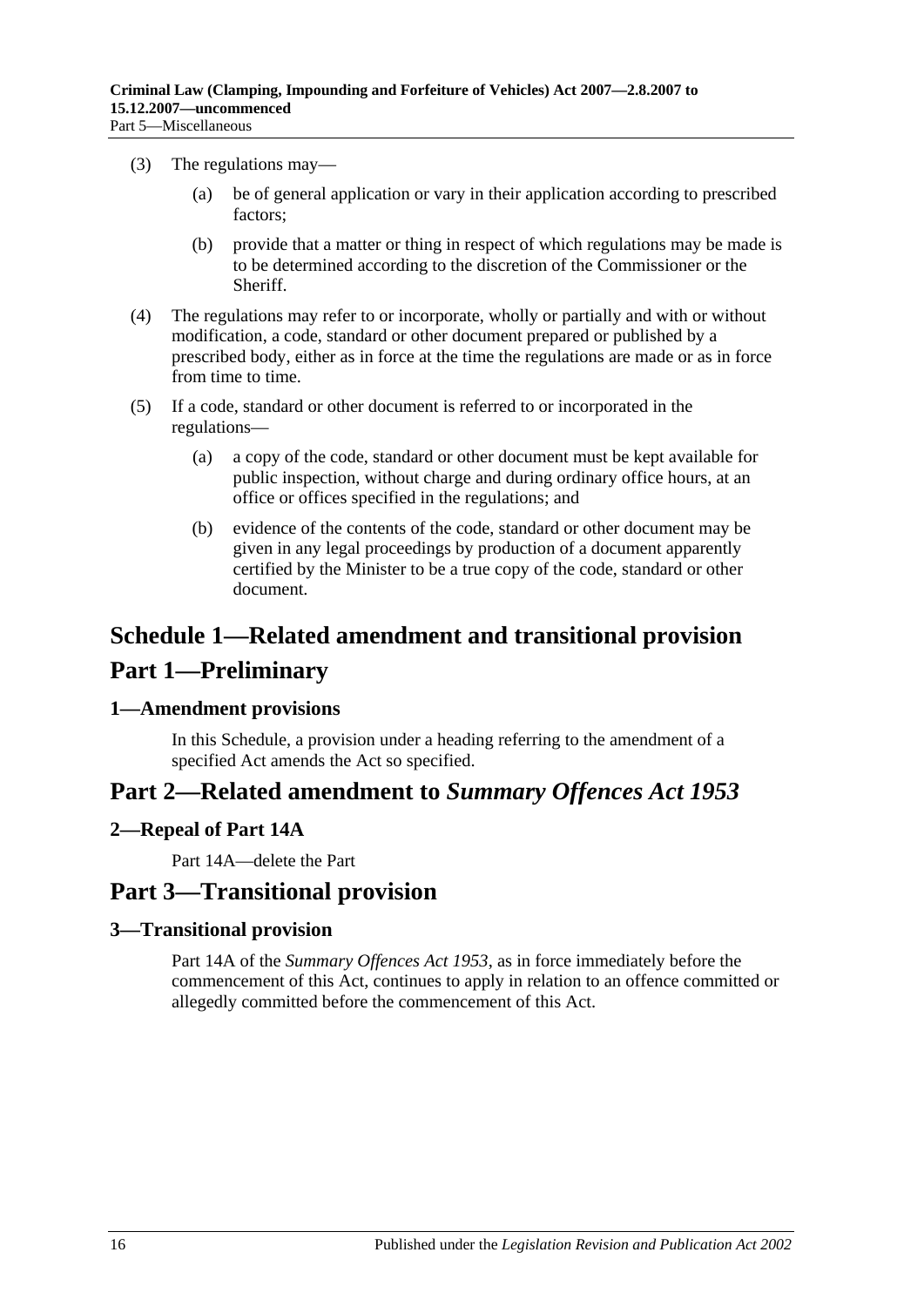(3) The regulations may—

  (a) be of general application or vary in their application according to prescribed factors;

  (b) provide that a matter or thing in respect of which regulations may be made is to be determined according to the discretion of the Commissioner or the Sheriff.

(4) The regulations may refer to or incorporate, wholly or partially and with or without modification, a code, standard or other document prepared or published by a prescribed body, either as in force at the time the regulations are made or as in force from time to time.

(5) If a code, standard or other document is referred to or incorporated in the regulations—

  (a) a copy of the code, standard or other document must be kept available for public inspection, without charge and during ordinary office hours, at an office or offices specified in the regulations; and

  (b) evidence of the contents of the code, standard or other document may be given in any legal proceedings by production of a document apparently certified by the Minister to be a true copy of the code, standard or other document.

# Schedule 1—Related amendment and transitional provision

# Part 1—Preliminary

### 1—Amendment provisions

In this Schedule, a provision under a heading referring to the amendment of a specified Act amends the Act so specified.

# Part 2—Related amendment to *Summary Offences Act 1953*

### 2—Repeal of Part 14A

Part 14A—delete the Part

# Part 3—Transitional provision

### 3—Transitional provision

Part 14A of the *Summary Offences Act 1953*, as in force immediately before the commencement of this Act, continues to apply in relation to an offence committed or allegedly committed before the commencement of this Act.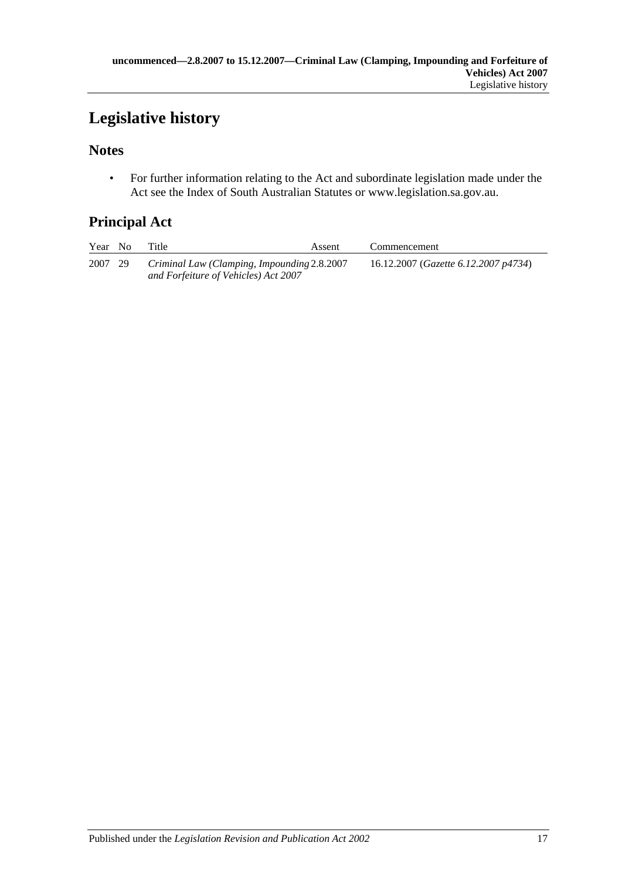# Legislative history

## Notes

- For further information relating to the Act and subordinate legislation made under the Act see the Index of South Australian Statutes or www.legislation.sa.gov.au.

## Principal Act

| Year | No | Title | Assent | Commencement |
|---|---|---|---|---|
| 2007 | 29 | *Criminal Law (Clamping, Impounding and Forfeiture of Vehicles) Act 2007* | 2.8.2007 | 16.12.2007 (*Gazette 6.12.2007 p4734*) |